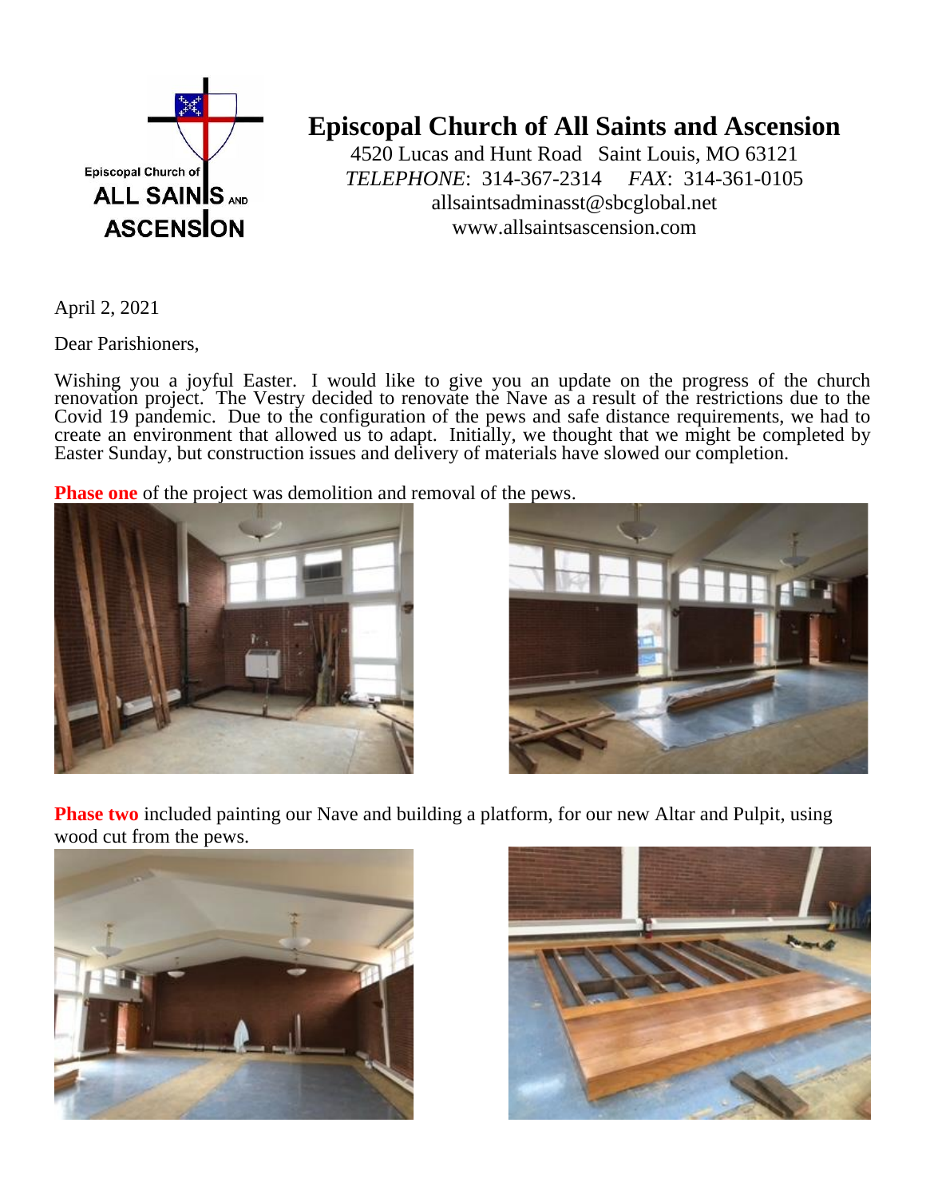# Episcopal Church of All Saints and Ascension

4520 Lucas and Hunt Road Saint Louis, MO 63121
*TELEPHONE*: 314-367-2314 *FAX*: 314-361-0105
allsaintsadminasst@sbcglobal.net
www.allsaintsascension.com

April 2, 2021

Dear Parishioners,

Wishing you a joyful Easter. I would like to give you an update on the progress of the church renovation project. The Vestry decided to renovate the Nave as a result of the restrictions due to the Covid 19 pandemic. Due to the configuration of the pews and safe distance requirements, we had to create an environment that allowed us to adapt. Initially, we thought that we might be completed by Easter Sunday, but construction issues and delivery of materials have slowed our completion.

**Phase one** of the project was demolition and removal of the pews.

**Phase two** included painting our Nave and building a platform, for our new Altar and Pulpit, using wood cut from the pews.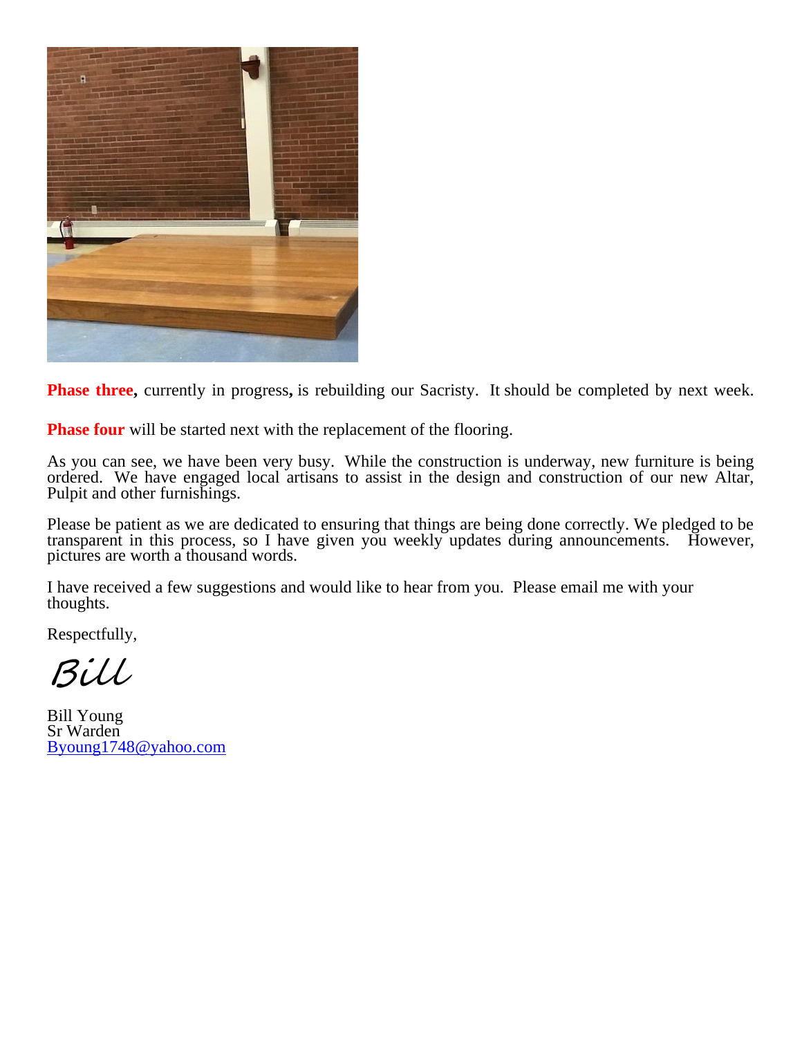**Phase three,** currently in progress**,** is rebuilding our Sacristy. It should be completed by next week.

**Phase four** will be started next with the replacement of the flooring.

As you can see, we have been very busy. While the construction is underway, new furniture is being ordered. We have engaged local artisans to assist in the design and construction of our new Altar, Pulpit and other furnishings.

Please be patient as we are dedicated to ensuring that things are being done correctly. We pledged to be transparent in this process, so I have given you weekly updates during announcements. However, pictures are worth a thousand words.

I have received a few suggestions and would like to hear from you. Please email me with your thoughts.

Respectfully,

*Bill*

Bill Young
Sr Warden
Byoung1748@yahoo.com